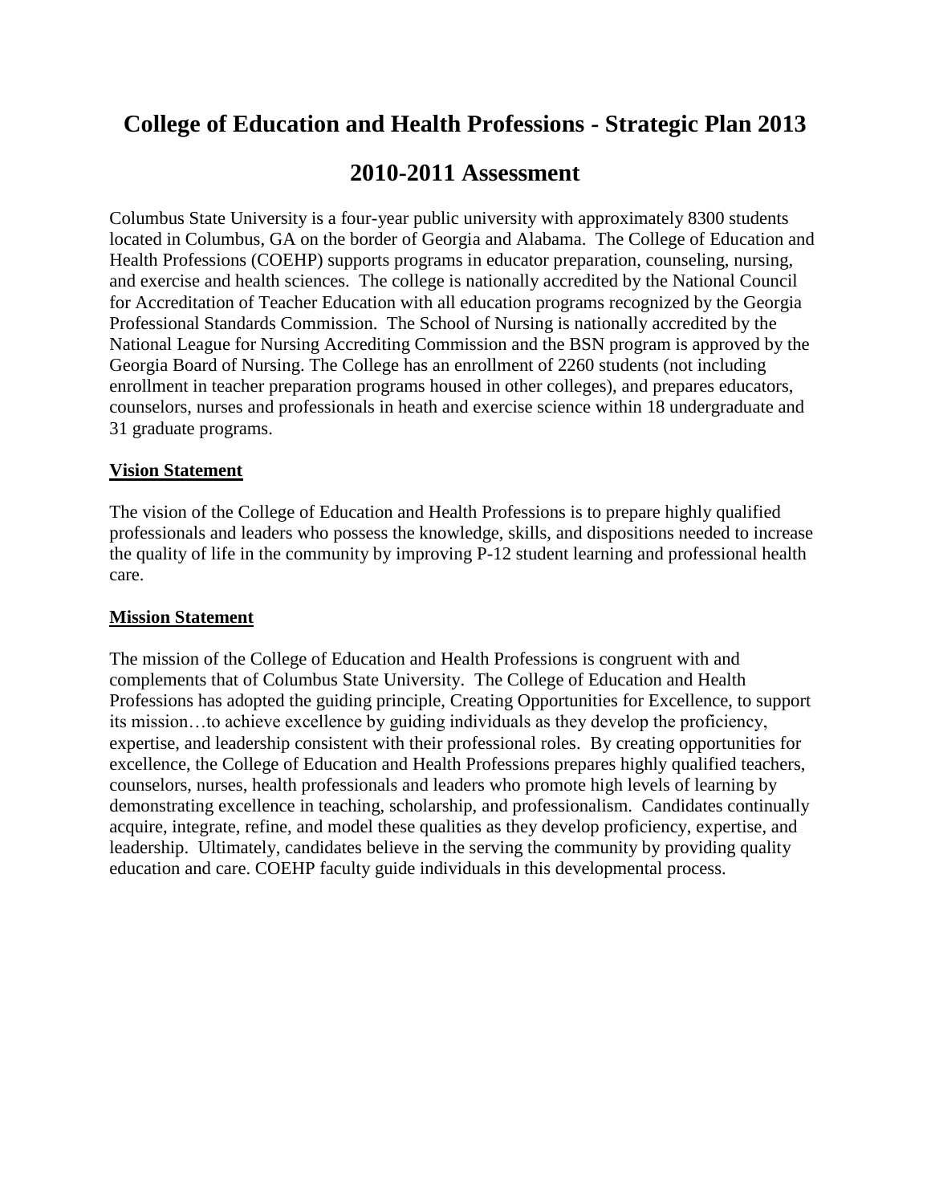# College of Education and Health Professions - Strategic Plan 2013

## 2010-2011 Assessment

Columbus State University is a four-year public university with approximately 8300 students located in Columbus, GA on the border of Georgia and Alabama. The College of Education and Health Professions (COEHP) supports programs in educator preparation, counseling, nursing, and exercise and health sciences. The college is nationally accredited by the National Council for Accreditation of Teacher Education with all education programs recognized by the Georgia Professional Standards Commission. The School of Nursing is nationally accredited by the National League for Nursing Accrediting Commission and the BSN program is approved by the Georgia Board of Nursing. The College has an enrollment of 2260 students (not including enrollment in teacher preparation programs housed in other colleges), and prepares educators, counselors, nurses and professionals in heath and exercise science within 18 undergraduate and 31 graduate programs.

**Vision Statement**

The vision of the College of Education and Health Professions is to prepare highly qualified professionals and leaders who possess the knowledge, skills, and dispositions needed to increase the quality of life in the community by improving P-12 student learning and professional health care.

**Mission Statement**

The mission of the College of Education and Health Professions is congruent with and complements that of Columbus State University. The College of Education and Health Professions has adopted the guiding principle, Creating Opportunities for Excellence, to support its mission…to achieve excellence by guiding individuals as they develop the proficiency, expertise, and leadership consistent with their professional roles. By creating opportunities for excellence, the College of Education and Health Professions prepares highly qualified teachers, counselors, nurses, health professionals and leaders who promote high levels of learning by demonstrating excellence in teaching, scholarship, and professionalism. Candidates continually acquire, integrate, refine, and model these qualities as they develop proficiency, expertise, and leadership. Ultimately, candidates believe in the serving the community by providing quality education and care. COEHP faculty guide individuals in this developmental process.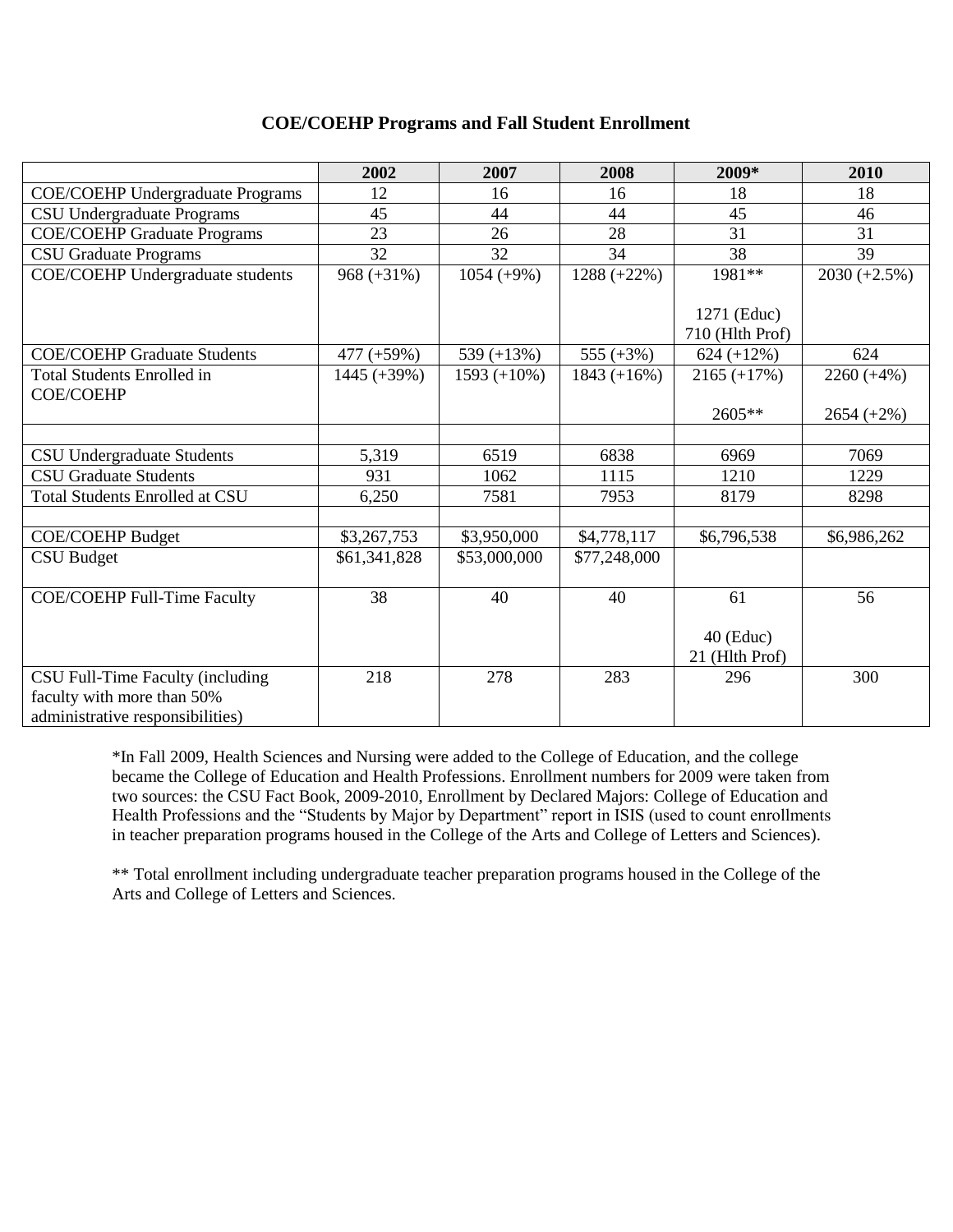### COE/COEHP Programs and Fall Student Enrollment

| | 2002 | 2007 | 2008 | 2009* | 2010 |
|---|---|---|---|---|---|
| COE/COEHP Undergraduate Programs | 12 | 16 | 16 | 18 | 18 |
| CSU Undergraduate Programs | 45 | 44 | 44 | 45 | 46 |
| COE/COEHP Graduate Programs | 23 | 26 | 28 | 31 | 31 |
| CSU Graduate Programs | 32 | 32 | 34 | 38 | 39 |
| COE/COEHP Undergraduate students | 968 (+31%) | 1054 (+9%) | 1288 (+22%) | 1981**<br><br>1271 (Educ)<br>710 (Hlth Prof) | 2030 (+2.5%) |
| COE/COEHP Graduate Students | 477 (+59%) | 539 (+13%) | 555 (+3%) | 624 (+12%) | 624 |
| Total Students Enrolled in COE/COEHP | 1445 (+39%) | 1593 (+10%) | 1843 (+16%) | 2165 (+17%)<br><br>2605** | 2260 (+4%)<br><br>2654 (+2%) |
| | | | | | |
| CSU Undergraduate Students | 5,319 | 6519 | 6838 | 6969 | 7069 |
| CSU Graduate Students | 931 | 1062 | 1115 | 1210 | 1229 |
| Total Students Enrolled at CSU | 6,250 | 7581 | 7953 | 8179 | 8298 |
| | | | | | |
| COE/COEHP Budget | $3,267,753 | $3,950,000 | $4,778,117 | $6,796,538 | $6,986,262 |
| CSU Budget | $61,341,828 | $53,000,000 | $77,248,000 | | |
| COE/COEHP Full-Time Faculty | 38 | 40 | 40 | 61<br><br>40 (Educ)<br>21 (Hlth Prof) | 56 |
| CSU Full-Time Faculty (including faculty with more than 50% administrative responsibilities) | 218 | 278 | 283 | 296 | 300 |

*In Fall 2009, Health Sciences and Nursing were added to the College of Education, and the college became the College of Education and Health Professions. Enrollment numbers for 2009 were taken from two sources: the CSU Fact Book, 2009-2010, Enrollment by Declared Majors: College of Education and Health Professions and the "Students by Major by Department" report in ISIS (used to count enrollments in teacher preparation programs housed in the College of the Arts and College of Letters and Sciences).

** Total enrollment including undergraduate teacher preparation programs housed in the College of the Arts and College of Letters and Sciences.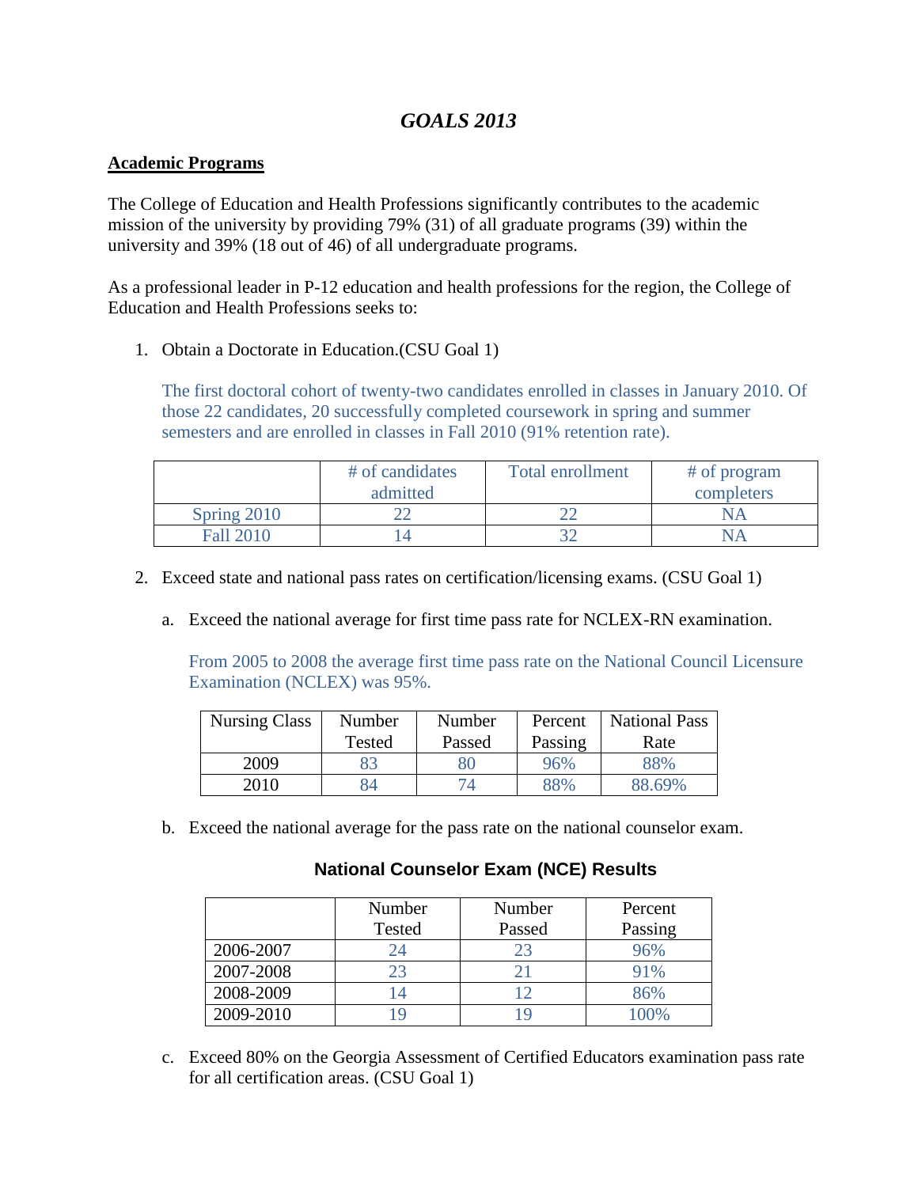# *GOALS 2013*

## Academic Programs

The College of Education and Health Professions significantly contributes to the academic mission of the university by providing 79% (31) of all graduate programs (39) within the university and 39% (18 out of 46) of all undergraduate programs.

As a professional leader in P-12 education and health professions for the region, the College of Education and Health Professions seeks to:

1. Obtain a Doctorate in Education.(CSU Goal 1)

   The first doctoral cohort of twenty-two candidates enrolled in classes in January 2010. Of those 22 candidates, 20 successfully completed coursework in spring and summer semesters and are enrolled in classes in Fall 2010 (91% retention rate).

   | | # of candidates admitted | Total enrollment | # of program completers |
   |---|---|---|---|
   | Spring 2010 | 22 | 22 | NA |
   | Fall 2010 | 14 | 32 | NA |

2. Exceed state and national pass rates on certification/licensing exams. (CSU Goal 1)

   a. Exceed the national average for first time pass rate for NCLEX-RN examination.

   From 2005 to 2008 the average first time pass rate on the National Council Licensure Examination (NCLEX) was 95%.

   | Nursing Class | Number Tested | Number Passed | Percent Passing | National Pass Rate |
   |---|---|---|---|---|
   | 2009 | 83 | 80 | 96% | 88% |
   | 2010 | 84 | 74 | 88% | 88.69% |

   b. Exceed the national average for the pass rate on the national counselor exam.

   **National Counselor Exam (NCE) Results**

   | | Number Tested | Number Passed | Percent Passing |
   |---|---|---|---|
   | 2006-2007 | 24 | 23 | 96% |
   | 2007-2008 | 23 | 21 | 91% |
   | 2008-2009 | 14 | 12 | 86% |
   | 2009-2010 | 19 | 19 | 100% |

   c. Exceed 80% on the Georgia Assessment of Certified Educators examination pass rate for all certification areas. (CSU Goal 1)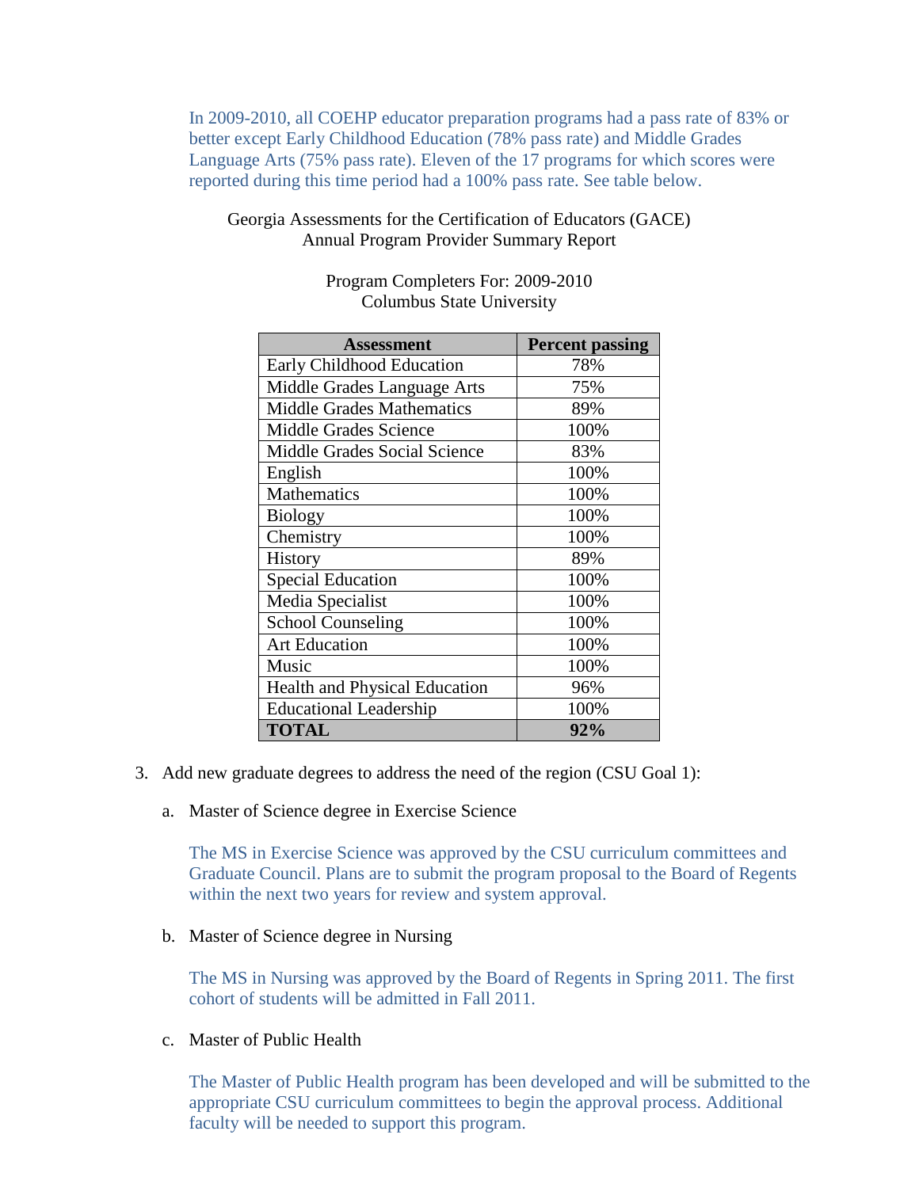In 2009-2010, all COEHP educator preparation programs had a pass rate of 83% or better except Early Childhood Education (78% pass rate) and Middle Grades Language Arts (75% pass rate). Eleven of the 17 programs for which scores were reported during this time period had a 100% pass rate. See table below.

Georgia Assessments for the Certification of Educators (GACE)
Annual Program Provider Summary Report

Program Completers For: 2009-2010
Columbus State University

| Assessment | Percent passing |
|---|---|
| Early Childhood Education | 78% |
| Middle Grades Language Arts | 75% |
| Middle Grades Mathematics | 89% |
| Middle Grades Science | 100% |
| Middle Grades Social Science | 83% |
| English | 100% |
| Mathematics | 100% |
| Biology | 100% |
| Chemistry | 100% |
| History | 89% |
| Special Education | 100% |
| Media Specialist | 100% |
| School Counseling | 100% |
| Art Education | 100% |
| Music | 100% |
| Health and Physical Education | 96% |
| Educational Leadership | 100% |
| **TOTAL** | **92%** |

3. Add new graduate degrees to address the need of the region (CSU Goal 1):

   a. Master of Science degree in Exercise Science

      The MS in Exercise Science was approved by the CSU curriculum committees and Graduate Council. Plans are to submit the program proposal to the Board of Regents within the next two years for review and system approval.

   b. Master of Science degree in Nursing

      The MS in Nursing was approved by the Board of Regents in Spring 2011. The first cohort of students will be admitted in Fall 2011.

   c. Master of Public Health

      The Master of Public Health program has been developed and will be submitted to the appropriate CSU curriculum committees to begin the approval process. Additional faculty will be needed to support this program.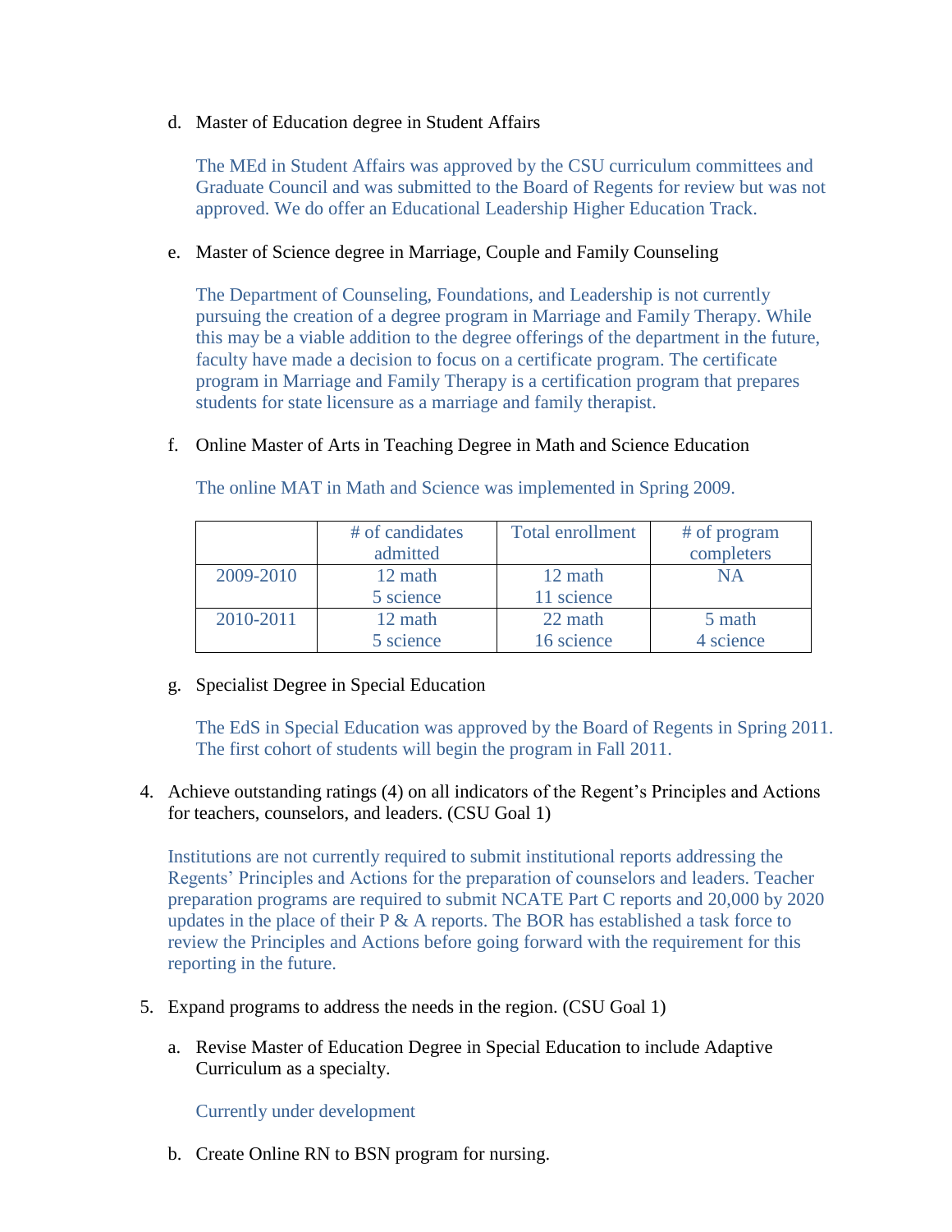d. Master of Education degree in Student Affairs

   The MEd in Student Affairs was approved by the CSU curriculum committees and Graduate Council and was submitted to the Board of Regents for review but was not approved. We do offer an Educational Leadership Higher Education Track.

e. Master of Science degree in Marriage, Couple and Family Counseling

   The Department of Counseling, Foundations, and Leadership is not currently pursuing the creation of a degree program in Marriage and Family Therapy. While this may be a viable addition to the degree offerings of the department in the future, faculty have made a decision to focus on a certificate program. The certificate program in Marriage and Family Therapy is a certification program that prepares students for state licensure as a marriage and family therapist.

f. Online Master of Arts in Teaching Degree in Math and Science Education

   The online MAT in Math and Science was implemented in Spring 2009.

|  | # of candidates admitted | Total enrollment | # of program completers |
|---|---|---|---|
| 2009-2010 | 12 math<br>5 science | 12 math<br>11 science | NA |
| 2010-2011 | 12 math<br>5 science | 22 math<br>16 science | 5 math<br>4 science |

g. Specialist Degree in Special Education

   The EdS in Special Education was approved by the Board of Regents in Spring 2011. The first cohort of students will begin the program in Fall 2011.

4. Achieve outstanding ratings (4) on all indicators of the Regent's Principles and Actions for teachers, counselors, and leaders. (CSU Goal 1)

   Institutions are not currently required to submit institutional reports addressing the Regents' Principles and Actions for the preparation of counselors and leaders. Teacher preparation programs are required to submit NCATE Part C reports and 20,000 by 2020 updates in the place of their P & A reports. The BOR has established a task force to review the Principles and Actions before going forward with the requirement for this reporting in the future.

5. Expand programs to address the needs in the region. (CSU Goal 1)

   a. Revise Master of Education Degree in Special Education to include Adaptive Curriculum as a specialty.

      Currently under development

   b. Create Online RN to BSN program for nursing.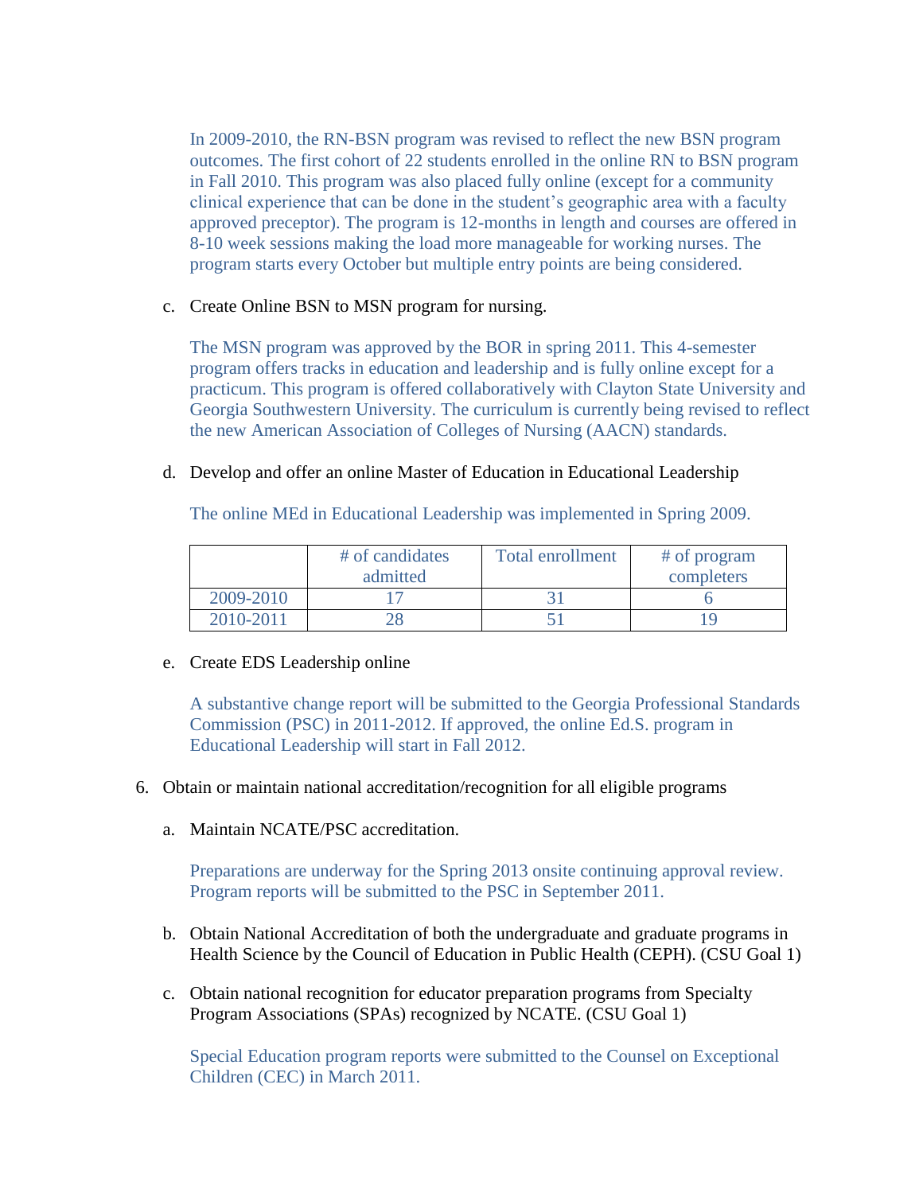In 2009-2010, the RN-BSN program was revised to reflect the new BSN program outcomes. The first cohort of 22 students enrolled in the online RN to BSN program in Fall 2010. This program was also placed fully online (except for a community clinical experience that can be done in the student's geographic area with a faculty approved preceptor). The program is 12-months in length and courses are offered in 8-10 week sessions making the load more manageable for working nurses. The program starts every October but multiple entry points are being considered.

c. Create Online BSN to MSN program for nursing.

The MSN program was approved by the BOR in spring 2011. This 4-semester program offers tracks in education and leadership and is fully online except for a practicum. This program is offered collaboratively with Clayton State University and Georgia Southwestern University. The curriculum is currently being revised to reflect the new American Association of Colleges of Nursing (AACN) standards.

d. Develop and offer an online Master of Education in Educational Leadership

The online MEd in Educational Leadership was implemented in Spring 2009.

| | # of candidates admitted | Total enrollment | # of program completers |
|---|---|---|---|
| 2009-2010 | 17 | 31 | 6 |
| 2010-2011 | 28 | 51 | 19 |

e. Create EDS Leadership online

A substantive change report will be submitted to the Georgia Professional Standards Commission (PSC) in 2011-2012. If approved, the online Ed.S. program in Educational Leadership will start in Fall 2012.

6. Obtain or maintain national accreditation/recognition for all eligible programs

a. Maintain NCATE/PSC accreditation.

Preparations are underway for the Spring 2013 onsite continuing approval review. Program reports will be submitted to the PSC in September 2011.

b. Obtain National Accreditation of both the undergraduate and graduate programs in Health Science by the Council of Education in Public Health (CEPH). (CSU Goal 1)

c. Obtain national recognition for educator preparation programs from Specialty Program Associations (SPAs) recognized by NCATE. (CSU Goal 1)

Special Education program reports were submitted to the Counsel on Exceptional Children (CEC) in March 2011.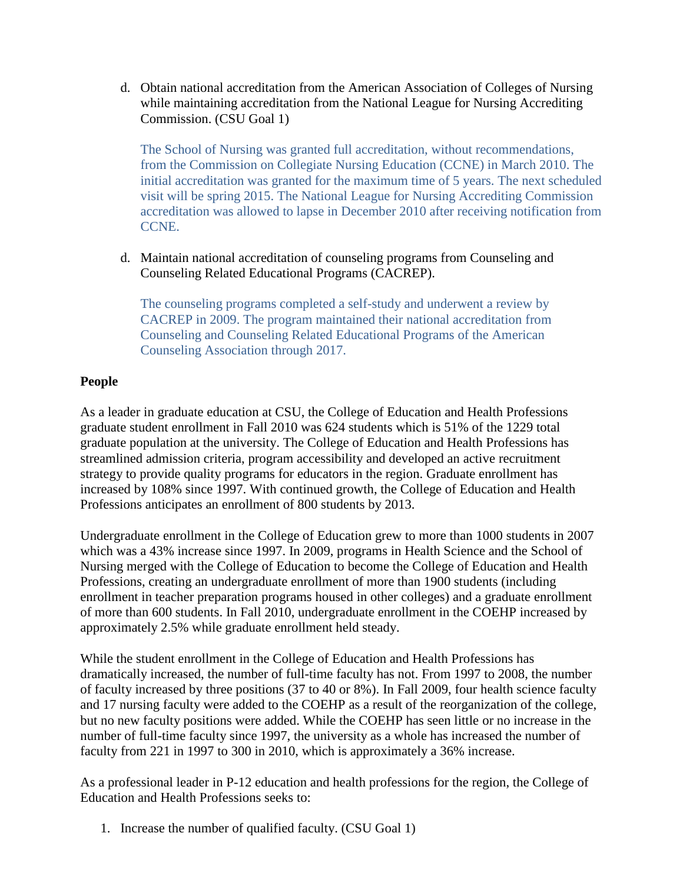d. Obtain national accreditation from the American Association of Colleges of Nursing while maintaining accreditation from the National League for Nursing Accrediting Commission. (CSU Goal 1)

   The School of Nursing was granted full accreditation, without recommendations, from the Commission on Collegiate Nursing Education (CCNE) in March 2010. The initial accreditation was granted for the maximum time of 5 years. The next scheduled visit will be spring 2015. The National League for Nursing Accrediting Commission accreditation was allowed to lapse in December 2010 after receiving notification from CCNE.

d. Maintain national accreditation of counseling programs from Counseling and Counseling Related Educational Programs (CACREP).

   The counseling programs completed a self-study and underwent a review by CACREP in 2009. The program maintained their national accreditation from Counseling and Counseling Related Educational Programs of the American Counseling Association through 2017.

**People**

As a leader in graduate education at CSU, the College of Education and Health Professions graduate student enrollment in Fall 2010 was 624 students which is 51% of the 1229 total graduate population at the university. The College of Education and Health Professions has streamlined admission criteria, program accessibility and developed an active recruitment strategy to provide quality programs for educators in the region. Graduate enrollment has increased by 108% since 1997. With continued growth, the College of Education and Health Professions anticipates an enrollment of 800 students by 2013.

Undergraduate enrollment in the College of Education grew to more than 1000 students in 2007 which was a 43% increase since 1997. In 2009, programs in Health Science and the School of Nursing merged with the College of Education to become the College of Education and Health Professions, creating an undergraduate enrollment of more than 1900 students (including enrollment in teacher preparation programs housed in other colleges) and a graduate enrollment of more than 600 students. In Fall 2010, undergraduate enrollment in the COEHP increased by approximately 2.5% while graduate enrollment held steady.

While the student enrollment in the College of Education and Health Professions has dramatically increased, the number of full-time faculty has not. From 1997 to 2008, the number of faculty increased by three positions (37 to 40 or 8%). In Fall 2009, four health science faculty and 17 nursing faculty were added to the COEHP as a result of the reorganization of the college, but no new faculty positions were added. While the COEHP has seen little or no increase in the number of full-time faculty since 1997, the university as a whole has increased the number of faculty from 221 in 1997 to 300 in 2010, which is approximately a 36% increase.

As a professional leader in P-12 education and health professions for the region, the College of Education and Health Professions seeks to:

1. Increase the number of qualified faculty. (CSU Goal 1)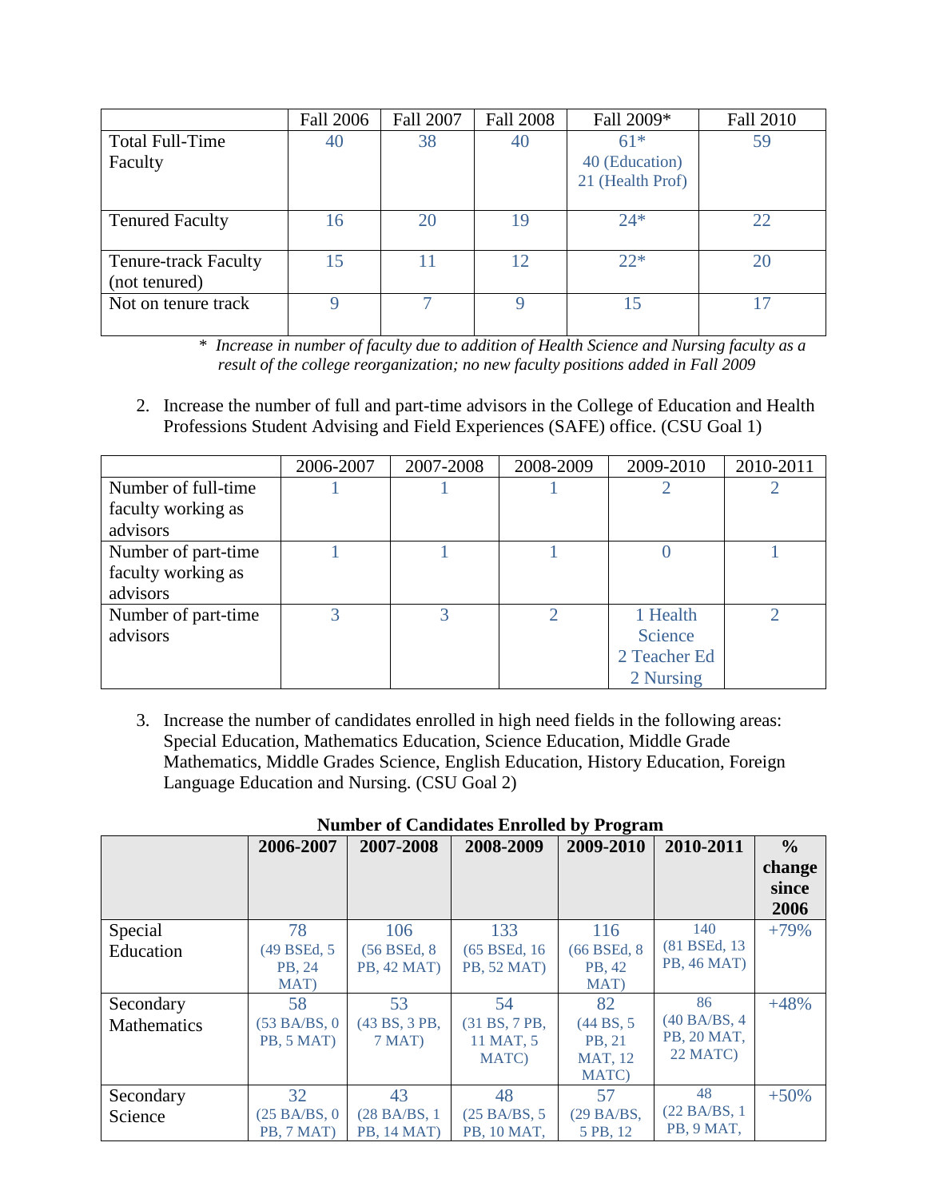| | Fall 2006 | Fall 2007 | Fall 2008 | Fall 2009* | Fall 2010 |
|---|---|---|---|---|---|
| Total Full-Time Faculty | 40 | 38 | 40 | 61* 40 (Education) 21 (Health Prof) | 59 |
| Tenured Faculty | 16 | 20 | 19 | 24* | 22 |
| Tenure-track Faculty (not tenured) | 15 | 11 | 12 | 22* | 20 |
| Not on tenure track | 9 | 7 | 9 | 15 | 17 |

\* *Increase in number of faculty due to addition of Health Science and Nursing faculty as a result of the college reorganization; no new faculty positions added in Fall 2009*

2. Increase the number of full and part-time advisors in the College of Education and Health Professions Student Advising and Field Experiences (SAFE) office. (CSU Goal 1)

| | 2006-2007 | 2007-2008 | 2008-2009 | 2009-2010 | 2010-2011 |
|---|---|---|---|---|---|
| Number of full-time faculty working as advisors | 1 | 1 | 1 | 2 | 2 |
| Number of part-time faculty working as advisors | 1 | 1 | 1 | 0 | 1 |
| Number of part-time advisors | 3 | 3 | 2 | 1 Health Science 2 Teacher Ed 2 Nursing | 2 |

3. Increase the number of candidates enrolled in high need fields in the following areas: Special Education, Mathematics Education, Science Education, Middle Grade Mathematics, Middle Grades Science, English Education, History Education, Foreign Language Education and Nursing. (CSU Goal 2)

**Number of Candidates Enrolled by Program**

| | **2006-2007** | **2007-2008** | **2008-2009** | **2009-2010** | **2010-2011** | **% change since 2006** |
|---|---|---|---|---|---|---|
| Special Education | 78 (49 BSEd, 5 PB, 24 MAT) | 106 (56 BSEd, 8 PB, 42 MAT) | 133 (65 BSEd, 16 PB, 52 MAT) | 116 (66 BSEd, 8 PB, 42 MAT) | 140 (81 BSEd, 13 PB, 46 MAT) | +79% |
| Secondary Mathematics | 58 (53 BA/BS, 0 PB, 5 MAT) | 53 (43 BS, 3 PB, 7 MAT) | 54 (31 BS, 7 PB, 11 MAT, 5 MATC) | 82 (44 BS, 5 PB, 21 MAT, 12 MATC) | 86 (40 BA/BS, 4 PB, 20 MAT, 22 MATC) | +48% |
| Secondary Science | 32 (25 BA/BS, 0 PB, 7 MAT) | 43 (28 BA/BS, 1 PB, 14 MAT) | 48 (25 BA/BS, 5 PB, 10 MAT, | 57 (29 BA/BS, 5 PB, 12 | 48 (22 BA/BS, 1 PB, 9 MAT, | +50% |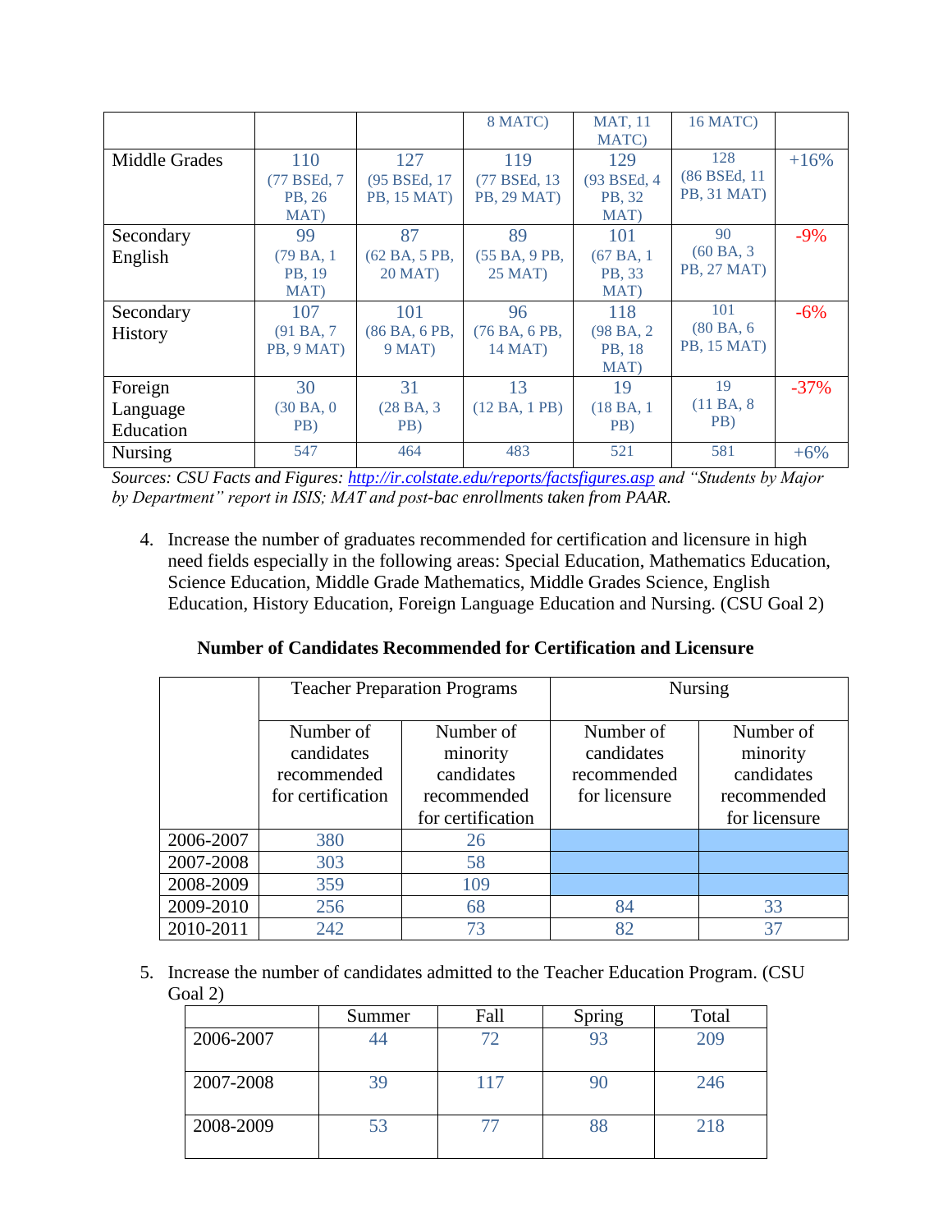|  |  |  | 8 MATC) | MAT, 11 MATC) | 16 MATC) |  |
|---|---|---|---|---|---|---|
| Middle Grades | 110 (77 BSEd, 7 PB, 26 MAT) | 127 (95 BSEd, 17 PB, 15 MAT) | 119 (77 BSEd, 13 PB, 29 MAT) | 129 (93 BSEd, 4 PB, 32 MAT) | 128 (86 BSEd, 11 PB, 31 MAT) | +16% |
| Secondary English | 99 (79 BA, 1 PB, 19 MAT) | 87 (62 BA, 5 PB, 20 MAT) | 89 (55 BA, 9 PB, 25 MAT) | 101 (67 BA, 1 PB, 33 MAT) | 90 (60 BA, 3 PB, 27 MAT) | -9% |
| Secondary History | 107 (91 BA, 7 PB, 9 MAT) | 101 (86 BA, 6 PB, 9 MAT) | 96 (76 BA, 6 PB, 14 MAT) | 118 (98 BA, 2 PB, 18 MAT) | 101 (80 BA, 6 PB, 15 MAT) | -6% |
| Foreign Language Education | 30 (30 BA, 0 PB) | 31 (28 BA, 3 PB) | 13 (12 BA, 1 PB) | 19 (18 BA, 1 PB) | 19 (11 BA, 8 PB) | -37% |
| Nursing | 547 | 464 | 483 | 521 | 581 | +6% |

*Sources: CSU Facts and Figures: http://ir.colstate.edu/reports/factsfigures.asp and "Students by Major by Department" report in ISIS; MAT and post-bac enrollments taken from PAAR.*

4. Increase the number of graduates recommended for certification and licensure in high need fields especially in the following areas: Special Education, Mathematics Education, Science Education, Middle Grade Mathematics, Middle Grades Science, English Education, History Education, Foreign Language Education and Nursing. (CSU Goal 2)

**Number of Candidates Recommended for Certification and Licensure**

|  | Teacher Preparation Programs |  | Nursing |  |
|---|---|---|---|---|
|  | Number of candidates recommended for certification | Number of minority candidates recommended for certification | Number of candidates recommended for licensure | Number of minority candidates recommended for licensure |
| 2006-2007 | 380 | 26 |  |  |
| 2007-2008 | 303 | 58 |  |  |
| 2008-2009 | 359 | 109 |  |  |
| 2009-2010 | 256 | 68 | 84 | 33 |
| 2010-2011 | 242 | 73 | 82 | 37 |

5. Increase the number of candidates admitted to the Teacher Education Program. (CSU Goal 2)

|  | Summer | Fall | Spring | Total |
|---|---|---|---|---|
| 2006-2007 | 44 | 72 | 93 | 209 |
| 2007-2008 | 39 | 117 | 90 | 246 |
| 2008-2009 | 53 | 77 | 88 | 218 |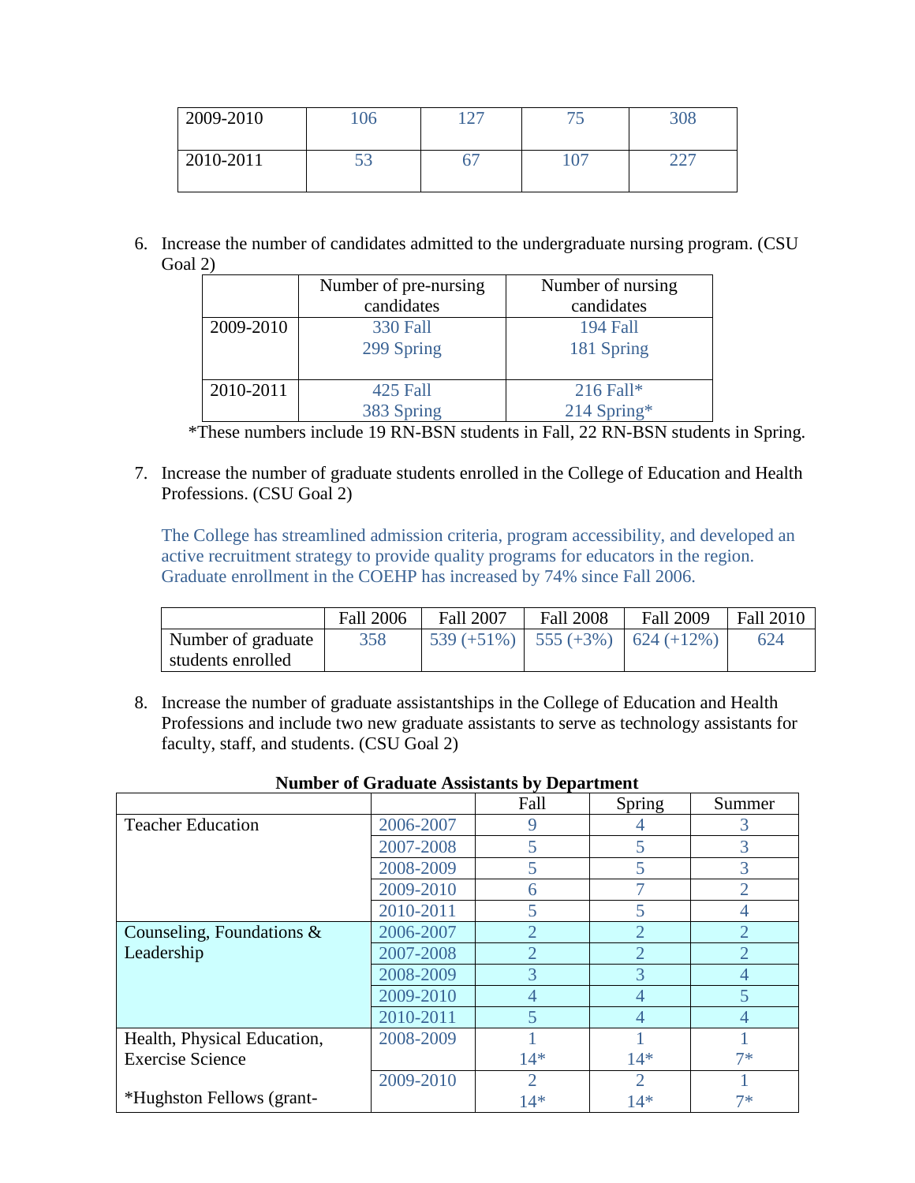| 2009-2010 | 106 | 127 | 75 | 308 |
|---|---|---|---|---|
| 2010-2011 | 53 | 67 | 107 | 227 |

6. Increase the number of candidates admitted to the undergraduate nursing program. (CSU Goal 2)

| | Number of pre-nursing candidates | Number of nursing candidates |
|---|---|---|
| 2009-2010 | 330 Fall<br>299 Spring | 194 Fall<br>181 Spring |
| 2010-2011 | 425 Fall<br>383 Spring | 216 Fall*<br>214 Spring* |

*These numbers include 19 RN-BSN students in Fall, 22 RN-BSN students in Spring.

7. Increase the number of graduate students enrolled in the College of Education and Health Professions. (CSU Goal 2)

   The College has streamlined admission criteria, program accessibility, and developed an active recruitment strategy to provide quality programs for educators in the region. Graduate enrollment in the COEHP has increased by 74% since Fall 2006.

| | Fall 2006 | Fall 2007 | Fall 2008 | Fall 2009 | Fall 2010 |
|---|---|---|---|---|---|
| Number of graduate students enrolled | 358 | 539 (+51%) | 555 (+3%) | 624 (+12%) | 624 |

8. Increase the number of graduate assistantships in the College of Education and Health Professions and include two new graduate assistants to serve as technology assistants for faculty, staff, and students. (CSU Goal 2)

**Number of Graduate Assistants by Department**

| | | Fall | Spring | Summer |
|---|---|---|---|---|
| Teacher Education | 2006-2007 | 9 | 4 | 3 |
| | 2007-2008 | 5 | 5 | 3 |
| | 2008-2009 | 5 | 5 | 3 |
| | 2009-2010 | 6 | 7 | 2 |
| | 2010-2011 | 5 | 5 | 4 |
| Counseling, Foundations & Leadership | 2006-2007 | 2 | 2 | 2 |
| | 2007-2008 | 2 | 2 | 2 |
| | 2008-2009 | 3 | 3 | 4 |
| | 2009-2010 | 4 | 4 | 5 |
| | 2010-2011 | 5 | 4 | 4 |
| Health, Physical Education, Exercise Science | 2008-2009 | 1<br>14* | 1<br>14* | 1<br>7* |
| *Hughston Fellows (grant- | 2009-2010 | 2<br>14* | 2<br>14* | 1<br>7* |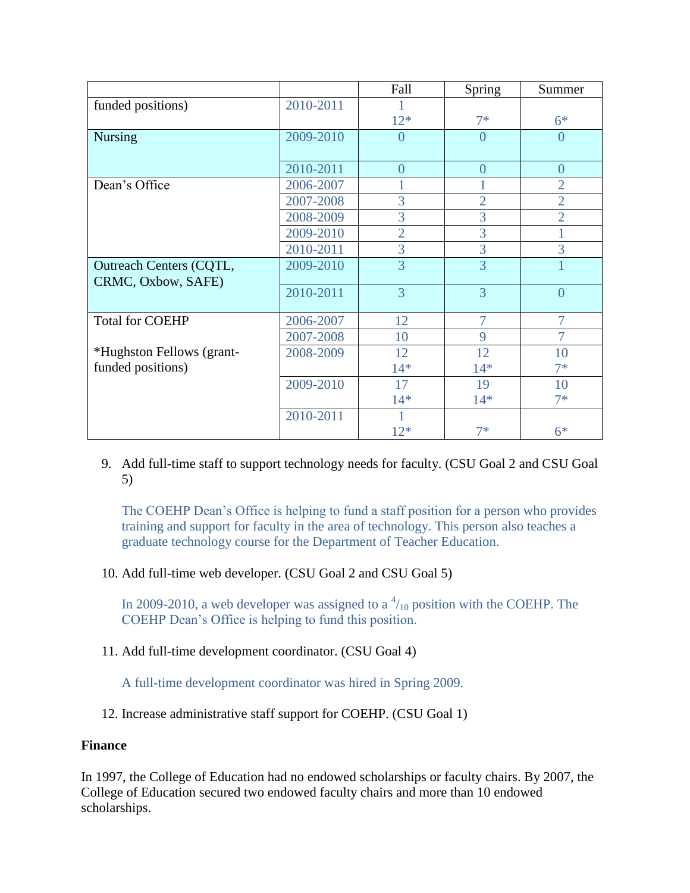| | | Fall | Spring | Summer |
|---|---|---|---|---|
| funded positions) | 2010-2011 | 1<br>12* | <br>7* | <br>6* |
| Nursing | 2009-2010 | 0 | 0 | 0 |
| | 2010-2011 | 0 | 0 | 0 |
| Dean's Office | 2006-2007 | 1 | 1 | 2 |
| | 2007-2008 | 3 | 2 | 2 |
| | 2008-2009 | 3 | 3 | 2 |
| | 2009-2010 | 2 | 3 | 1 |
| | 2010-2011 | 3 | 3 | 3 |
| Outreach Centers (CQTL, CRMC, Oxbow, SAFE) | 2009-2010 | 3 | 3 | 1 |
| | 2010-2011 | 3 | 3 | 0 |
| Total for COEHP<br><br>*Hughston Fellows (grant-funded positions) | 2006-2007 | 12 | 7 | 7 |
| | 2007-2008 | 10 | 9 | 7 |
| | 2008-2009 | 12<br>14* | 12<br>14* | 10<br>7* |
| | 2009-2010 | 17<br>14* | 19<br>14* | 10<br>7* |
| | 2010-2011 | 1<br>12* | <br>7* | <br>6* |

9. Add full-time staff to support technology needs for faculty. (CSU Goal 2 and CSU Goal 5)

   The COEHP Dean's Office is helping to fund a staff position for a person who provides training and support for faculty in the area of technology. This person also teaches a graduate technology course for the Department of Teacher Education.

10. Add full-time web developer. (CSU Goal 2 and CSU Goal 5)

    In 2009-2010, a web developer was assigned to a $^{4}/_{10}$ position with the COEHP. The COEHP Dean's Office is helping to fund this position.

11. Add full-time development coordinator. (CSU Goal 4)

    A full-time development coordinator was hired in Spring 2009.

12. Increase administrative staff support for COEHP. (CSU Goal 1)

**Finance**

In 1997, the College of Education had no endowed scholarships or faculty chairs. By 2007, the College of Education secured two endowed faculty chairs and more than 10 endowed scholarships.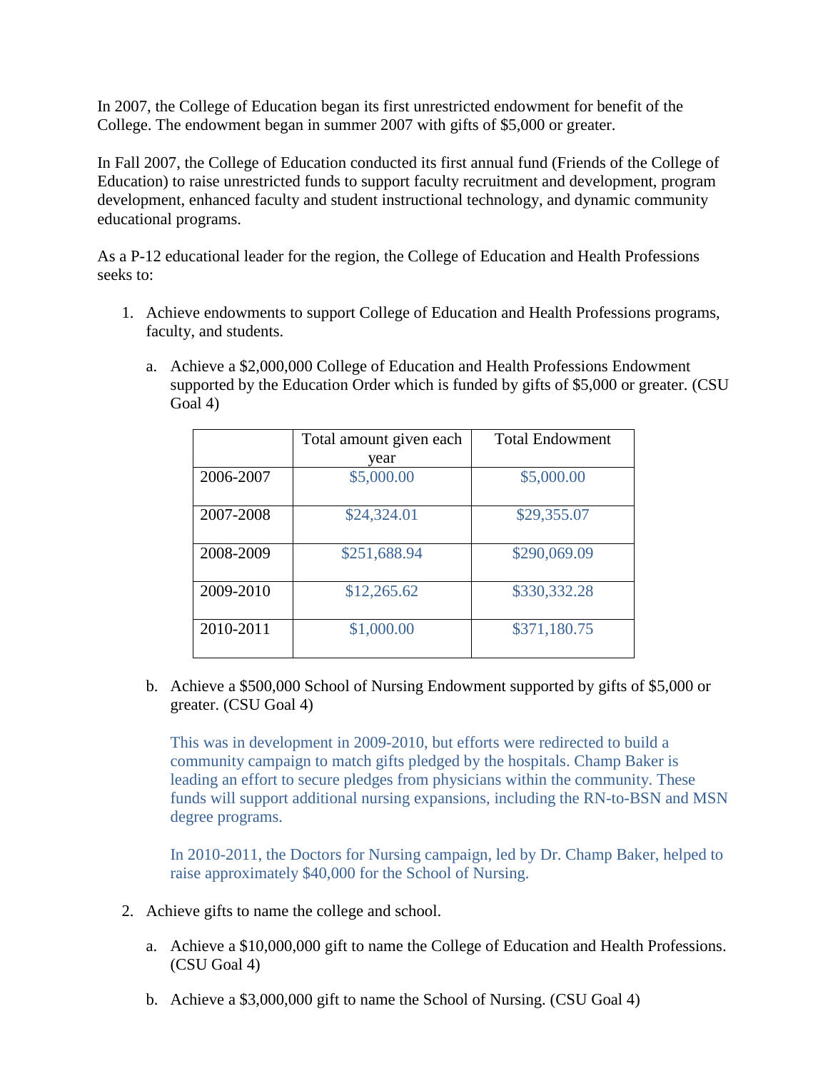In 2007, the College of Education began its first unrestricted endowment for benefit of the College. The endowment began in summer 2007 with gifts of $5,000 or greater.

In Fall 2007, the College of Education conducted its first annual fund (Friends of the College of Education) to raise unrestricted funds to support faculty recruitment and development, program development, enhanced faculty and student instructional technology, and dynamic community educational programs.

As a P-12 educational leader for the region, the College of Education and Health Professions seeks to:

1. Achieve endowments to support College of Education and Health Professions programs, faculty, and students.

   a. Achieve a $2,000,000 College of Education and Health Professions Endowment supported by the Education Order which is funded by gifts of $5,000 or greater. (CSU Goal 4)

   | | Total amount given each year | Total Endowment |
   |---|---|---|
   | 2006-2007 | $5,000.00 | $5,000.00 |
   | 2007-2008 | $24,324.01 | $29,355.07 |
   | 2008-2009 | $251,688.94 | $290,069.09 |
   | 2009-2010 | $12,265.62 | $330,332.28 |
   | 2010-2011 | $1,000.00 | $371,180.75 |

   b. Achieve a $500,000 School of Nursing Endowment supported by gifts of $5,000 or greater. (CSU Goal 4)

      This was in development in 2009-2010, but efforts were redirected to build a community campaign to match gifts pledged by the hospitals. Champ Baker is leading an effort to secure pledges from physicians within the community. These funds will support additional nursing expansions, including the RN-to-BSN and MSN degree programs.

      In 2010-2011, the Doctors for Nursing campaign, led by Dr. Champ Baker, helped to raise approximately $40,000 for the School of Nursing.

2. Achieve gifts to name the college and school.

   a. Achieve a $10,000,000 gift to name the College of Education and Health Professions. (CSU Goal 4)

   b. Achieve a $3,000,000 gift to name the School of Nursing. (CSU Goal 4)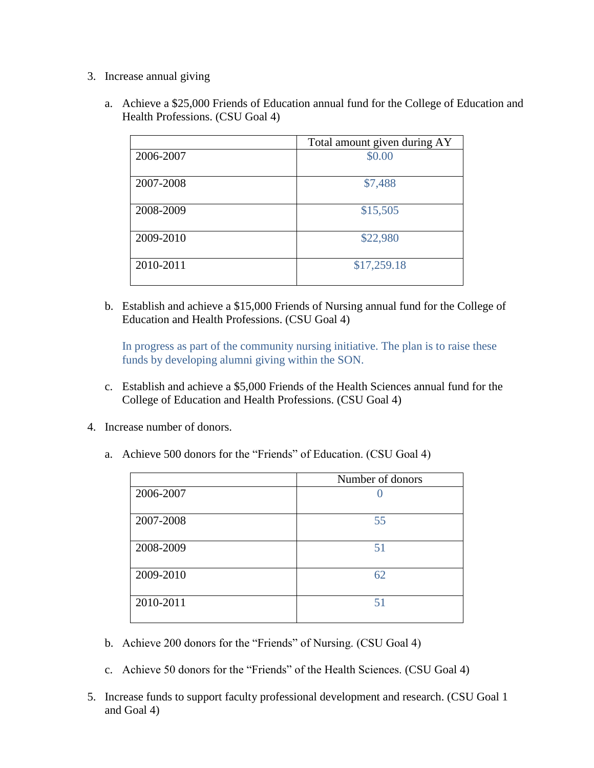3. Increase annual giving

   a. Achieve a $25,000 Friends of Education annual fund for the College of Education and Health Professions. (CSU Goal 4)

| | Total amount given during AY |
|---|---|
| 2006-2007 | $0.00 |
| 2007-2008 | $7,488 |
| 2008-2009 | $15,505 |
| 2009-2010 | $22,980 |
| 2010-2011 | $17,259.18 |

   b. Establish and achieve a $15,000 Friends of Nursing annual fund for the College of Education and Health Professions. (CSU Goal 4)

      In progress as part of the community nursing initiative. The plan is to raise these funds by developing alumni giving within the SON.

   c. Establish and achieve a $5,000 Friends of the Health Sciences annual fund for the College of Education and Health Professions. (CSU Goal 4)

4. Increase number of donors.

   a. Achieve 500 donors for the "Friends" of Education. (CSU Goal 4)

| | Number of donors |
|---|---|
| 2006-2007 | 0 |
| 2007-2008 | 55 |
| 2008-2009 | 51 |
| 2009-2010 | 62 |
| 2010-2011 | 51 |

   b. Achieve 200 donors for the "Friends" of Nursing. (CSU Goal 4)

   c. Achieve 50 donors for the "Friends" of the Health Sciences. (CSU Goal 4)

5. Increase funds to support faculty professional development and research. (CSU Goal 1 and Goal 4)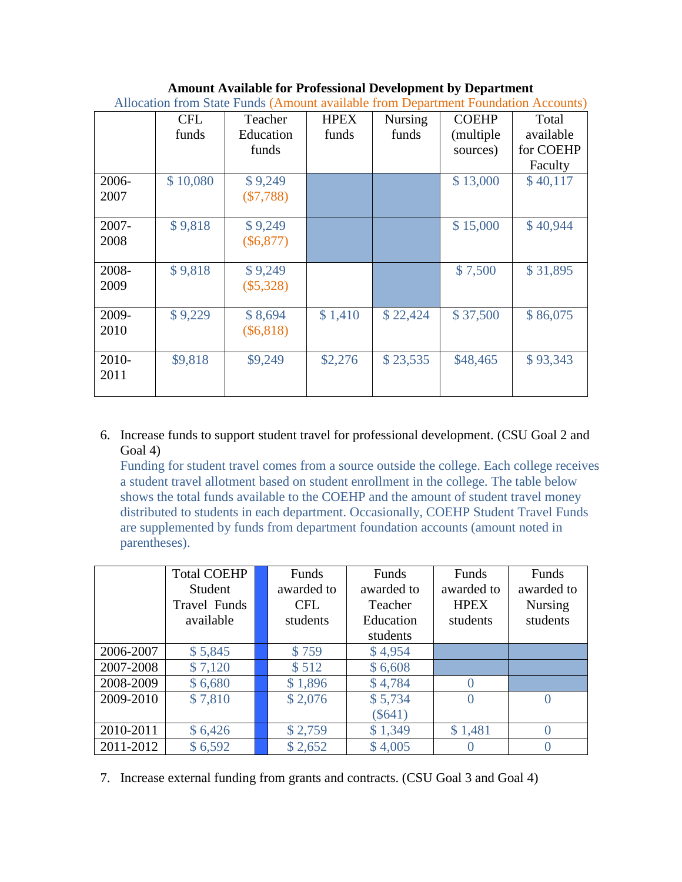**Amount Available for Professional Development by Department**

Allocation from State Funds (Amount available from Department Foundation Accounts)

| | CFL funds | Teacher Education funds | HPEX funds | Nursing funds | COEHP (multiple sources) | Total available for COEHP Faculty |
|---|---|---|---|---|---|---|
| 2006-2007 | $ 10,080 | $ 9,249 ($7,788) | | | $ 13,000 | $ 40,117 |
| 2007-2008 | $ 9,818 | $ 9,249 ($6,877) | | | $ 15,000 | $ 40,944 |
| 2008-2009 | $ 9,818 | $ 9,249 ($5,328) | | | $ 7,500 | $ 31,895 |
| 2009-2010 | $ 9,229 | $ 8,694 ($6,818) | $ 1,410 | $ 22,424 | $ 37,500 | $ 86,075 |
| 2010-2011 | $9,818 | $9,249 | $2,276 | $ 23,535 | $48,465 | $ 93,343 |

6. Increase funds to support student travel for professional development. (CSU Goal 2 and Goal 4)
   Funding for student travel comes from a source outside the college. Each college receives a student travel allotment based on student enrollment in the college. The table below shows the total funds available to the COEHP and the amount of student travel money distributed to students in each department. Occasionally, COEHP Student Travel Funds are supplemented by funds from department foundation accounts (amount noted in parentheses).

| | Total COEHP Student Travel Funds available | | Funds awarded to CFL students | Funds awarded to Teacher Education students | Funds awarded to HPEX students | Funds awarded to Nursing students |
|---|---|---|---|---|---|---|
| 2006-2007 | $ 5,845 | | $ 759 | $ 4,954 | | |
| 2007-2008 | $ 7,120 | | $ 512 | $ 6,608 | | |
| 2008-2009 | $ 6,680 | | $ 1,896 | $ 4,784 | 0 | |
| 2009-2010 | $ 7,810 | | $ 2,076 | $ 5,734 ($641) | 0 | 0 |
| 2010-2011 | $ 6,426 | | $ 2,759 | $ 1,349 | $ 1,481 | 0 |
| 2011-2012 | $ 6,592 | | $ 2,652 | $ 4,005 | 0 | 0 |

7. Increase external funding from grants and contracts. (CSU Goal 3 and Goal 4)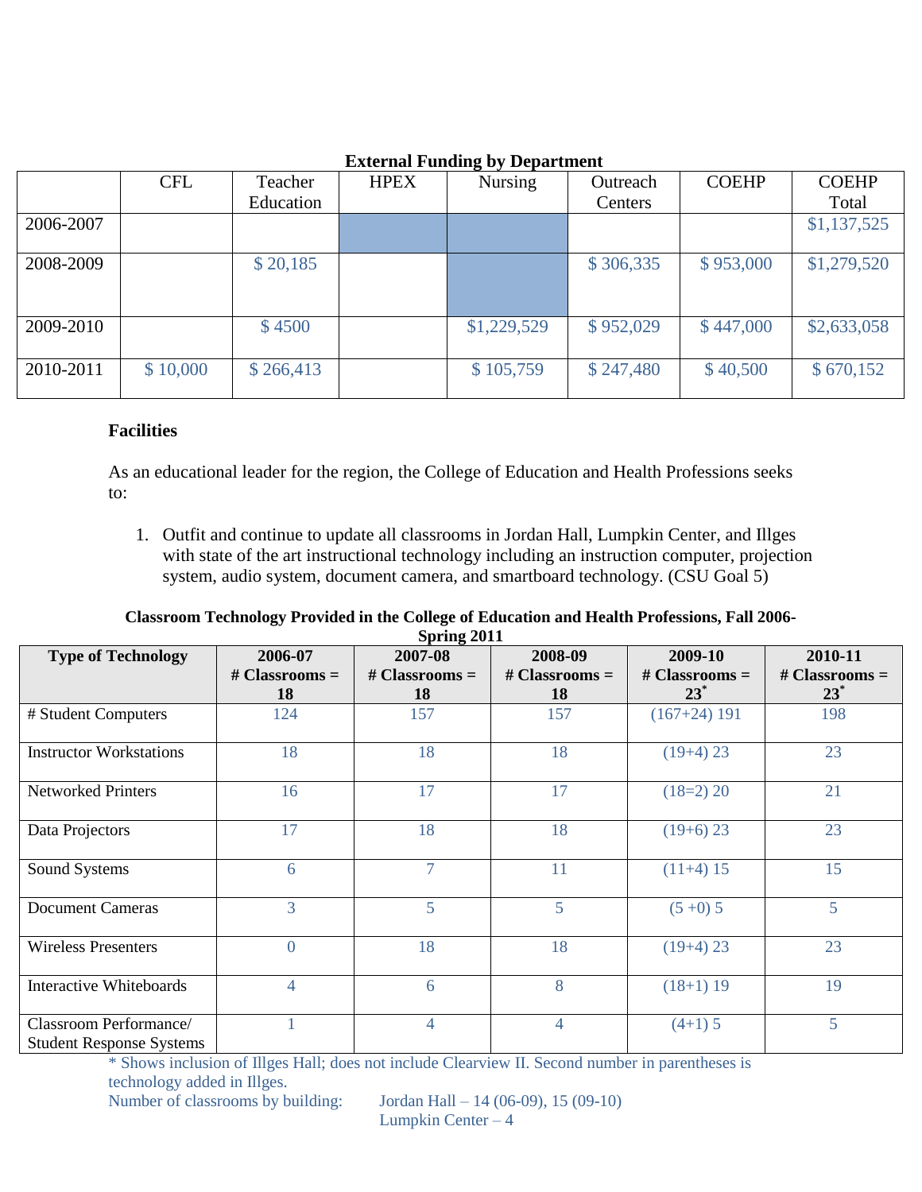**External Funding by Department**

| | CFL | Teacher Education | HPEX | Nursing | Outreach Centers | COEHP | COEHP Total |
|---|---|---|---|---|---|---|---|
| 2006-2007 | | | | | | | $1,137,525 |
| 2008-2009 | | $ 20,185 | | | $ 306,335 | $ 953,000 | $1,279,520 |
| 2009-2010 | | $ 4500 | | $1,229,529 | $ 952,029 | $ 447,000 | $2,633,058 |
| 2010-2011 | $ 10,000 | $ 266,413 | | $ 105,759 | $ 247,480 | $ 40,500 | $ 670,152 |

### Facilities

As an educational leader for the region, the College of Education and Health Professions seeks to:

1. Outfit and continue to update all classrooms in Jordan Hall, Lumpkin Center, and Illges with state of the art instructional technology including an instruction computer, projection system, audio system, document camera, and smartboard technology. (CSU Goal 5)

**Classroom Technology Provided in the College of Education and Health Professions, Fall 2006-Spring 2011**

| Type of Technology | 2006-07 # Classrooms = 18 | 2007-08 # Classrooms = 18 | 2008-09 # Classrooms = 18 | 2009-10 # Classrooms = 23* | 2010-11 # Classrooms = 23* |
|---|---|---|---|---|---|
| # Student Computers | 124 | 157 | 157 | (167+24) 191 | 198 |
| Instructor Workstations | 18 | 18 | 18 | (19+4) 23 | 23 |
| Networked Printers | 16 | 17 | 17 | (18=2) 20 | 21 |
| Data Projectors | 17 | 18 | 18 | (19+6) 23 | 23 |
| Sound Systems | 6 | 7 | 11 | (11+4) 15 | 15 |
| Document Cameras | 3 | 5 | 5 | (5 +0) 5 | 5 |
| Wireless Presenters | 0 | 18 | 18 | (19+4) 23 | 23 |
| Interactive Whiteboards | 4 | 6 | 8 | (18+1) 19 | 19 |
| Classroom Performance/ Student Response Systems | 1 | 4 | 4 | (4+1) 5 | 5 |

\* Shows inclusion of Illges Hall; does not include Clearview II. Second number in parentheses is technology added in Illges.

Number of classrooms by building: Jordan Hall – 14 (06-09), 15 (09-10)
Lumpkin Center – 4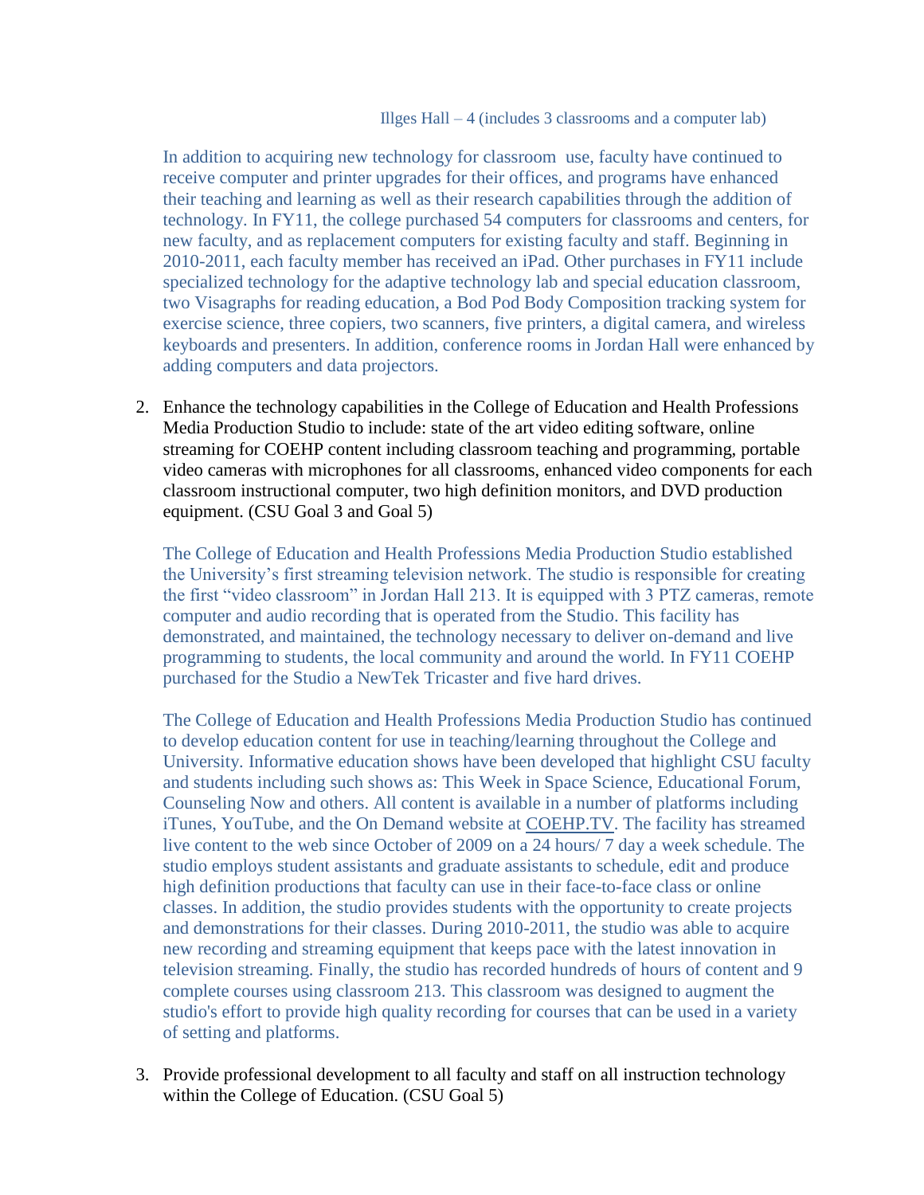Illges Hall – 4 (includes 3 classrooms and a computer lab)

In addition to acquiring new technology for classroom use, faculty have continued to receive computer and printer upgrades for their offices, and programs have enhanced their teaching and learning as well as their research capabilities through the addition of technology. In FY11, the college purchased 54 computers for classrooms and centers, for new faculty, and as replacement computers for existing faculty and staff. Beginning in 2010-2011, each faculty member has received an iPad. Other purchases in FY11 include specialized technology for the adaptive technology lab and special education classroom, two Visagraphs for reading education, a Bod Pod Body Composition tracking system for exercise science, three copiers, two scanners, five printers, a digital camera, and wireless keyboards and presenters. In addition, conference rooms in Jordan Hall were enhanced by adding computers and data projectors.

2. Enhance the technology capabilities in the College of Education and Health Professions Media Production Studio to include: state of the art video editing software, online streaming for COEHP content including classroom teaching and programming, portable video cameras with microphones for all classrooms, enhanced video components for each classroom instructional computer, two high definition monitors, and DVD production equipment. (CSU Goal 3 and Goal 5)

   The College of Education and Health Professions Media Production Studio established the University's first streaming television network. The studio is responsible for creating the first "video classroom" in Jordan Hall 213. It is equipped with 3 PTZ cameras, remote computer and audio recording that is operated from the Studio. This facility has demonstrated, and maintained, the technology necessary to deliver on-demand and live programming to students, the local community and around the world. In FY11 COEHP purchased for the Studio a NewTek Tricaster and five hard drives.

   The College of Education and Health Professions Media Production Studio has continued to develop education content for use in teaching/learning throughout the College and University. Informative education shows have been developed that highlight CSU faculty and students including such shows as: This Week in Space Science, Educational Forum, Counseling Now and others. All content is available in a number of platforms including iTunes, YouTube, and the On Demand website at COEHP.TV. The facility has streamed live content to the web since October of 2009 on a 24 hours/ 7 day a week schedule. The studio employs student assistants and graduate assistants to schedule, edit and produce high definition productions that faculty can use in their face-to-face class or online classes. In addition, the studio provides students with the opportunity to create projects and demonstrations for their classes. During 2010-2011, the studio was able to acquire new recording and streaming equipment that keeps pace with the latest innovation in television streaming. Finally, the studio has recorded hundreds of hours of content and 9 complete courses using classroom 213. This classroom was designed to augment the studio's effort to provide high quality recording for courses that can be used in a variety of setting and platforms.

3. Provide professional development to all faculty and staff on all instruction technology within the College of Education. (CSU Goal 5)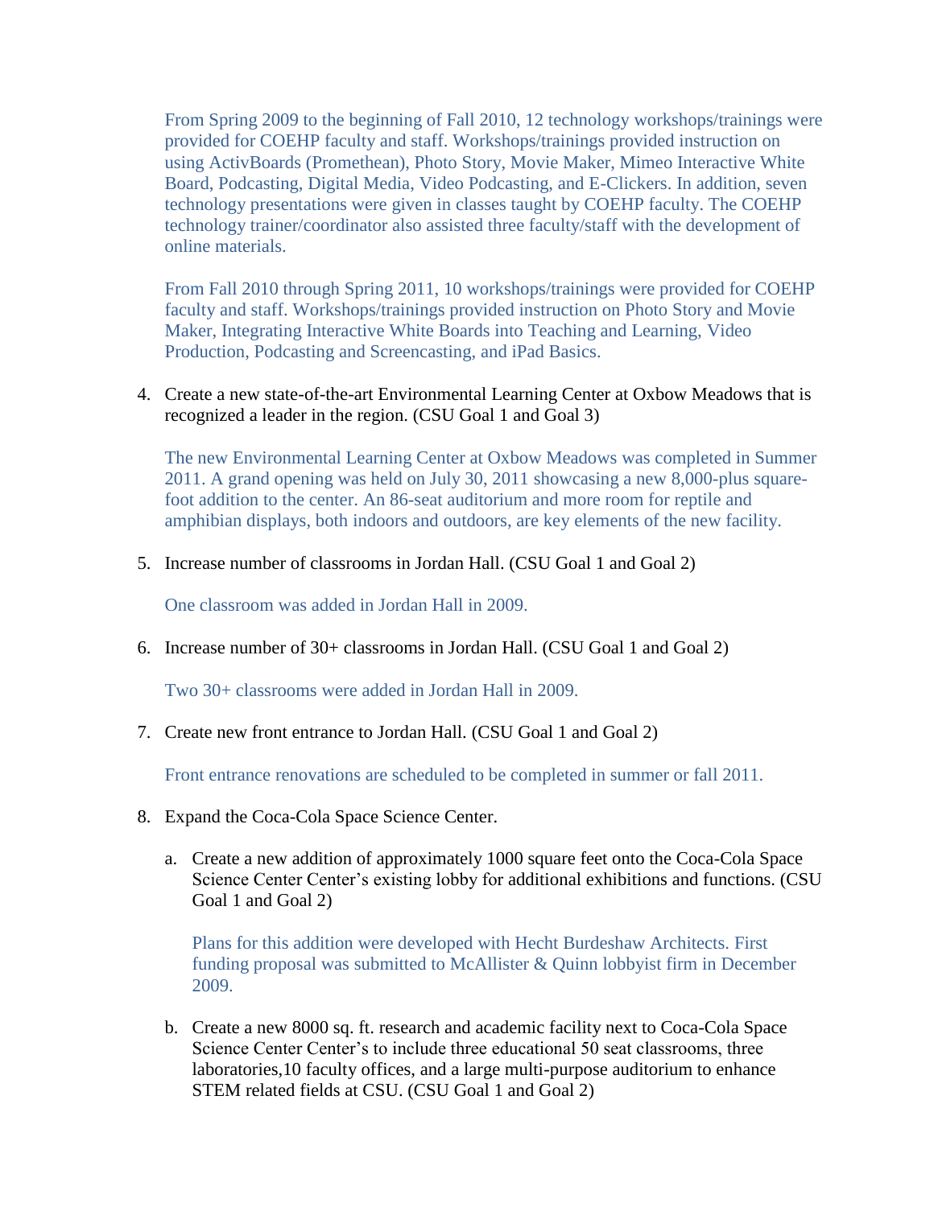From Spring 2009 to the beginning of Fall 2010, 12 technology workshops/trainings were provided for COEHP faculty and staff. Workshops/trainings provided instruction on using ActivBoards (Promethean), Photo Story, Movie Maker, Mimeo Interactive White Board, Podcasting, Digital Media, Video Podcasting, and E-Clickers. In addition, seven technology presentations were given in classes taught by COEHP faculty. The COEHP technology trainer/coordinator also assisted three faculty/staff with the development of online materials.

From Fall 2010 through Spring 2011, 10 workshops/trainings were provided for COEHP faculty and staff. Workshops/trainings provided instruction on Photo Story and Movie Maker, Integrating Interactive White Boards into Teaching and Learning, Video Production, Podcasting and Screencasting, and iPad Basics.

4. Create a new state-of-the-art Environmental Learning Center at Oxbow Meadows that is recognized a leader in the region. (CSU Goal 1 and Goal 3)

   The new Environmental Learning Center at Oxbow Meadows was completed in Summer 2011. A grand opening was held on July 30, 2011 showcasing a new 8,000-plus square-foot addition to the center. An 86-seat auditorium and more room for reptile and amphibian displays, both indoors and outdoors, are key elements of the new facility.

5. Increase number of classrooms in Jordan Hall. (CSU Goal 1 and Goal 2)

   One classroom was added in Jordan Hall in 2009.

6. Increase number of 30+ classrooms in Jordan Hall. (CSU Goal 1 and Goal 2)

   Two 30+ classrooms were added in Jordan Hall in 2009.

7. Create new front entrance to Jordan Hall. (CSU Goal 1 and Goal 2)

   Front entrance renovations are scheduled to be completed in summer or fall 2011.

8. Expand the Coca-Cola Space Science Center.

   a. Create a new addition of approximately 1000 square feet onto the Coca-Cola Space Science Center Center's existing lobby for additional exhibitions and functions. (CSU Goal 1 and Goal 2)

      Plans for this addition were developed with Hecht Burdeshaw Architects. First funding proposal was submitted to McAllister & Quinn lobbyist firm in December 2009.

   b. Create a new 8000 sq. ft. research and academic facility next to Coca-Cola Space Science Center Center's to include three educational 50 seat classrooms, three laboratories,10 faculty offices, and a large multi-purpose auditorium to enhance STEM related fields at CSU. (CSU Goal 1 and Goal 2)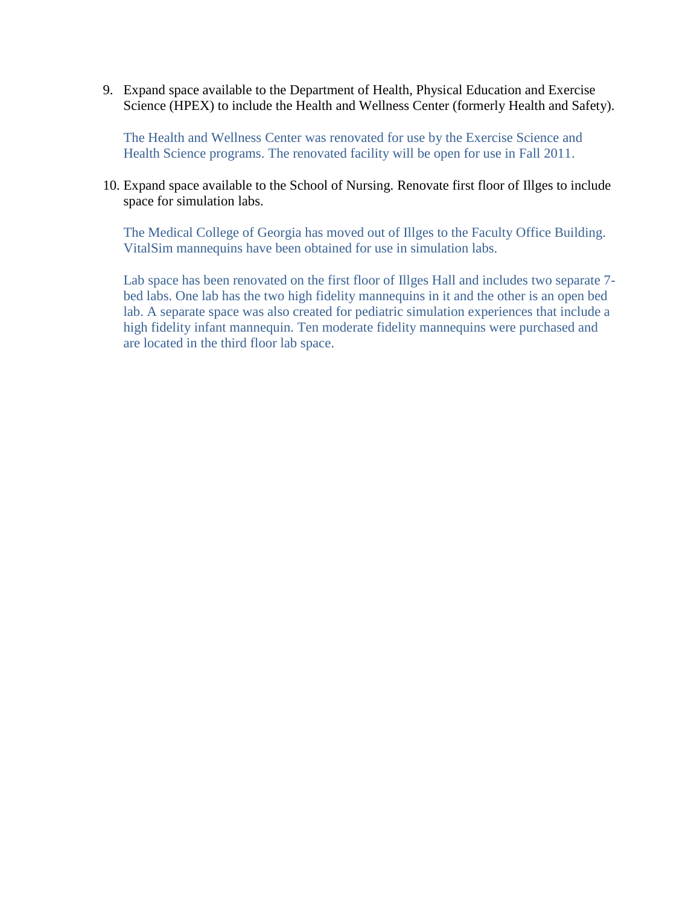9. Expand space available to the Department of Health, Physical Education and Exercise Science (HPEX) to include the Health and Wellness Center (formerly Health and Safety).

   The Health and Wellness Center was renovated for use by the Exercise Science and Health Science programs. The renovated facility will be open for use in Fall 2011.

10. Expand space available to the School of Nursing. Renovate first floor of Illges to include space for simulation labs.

    The Medical College of Georgia has moved out of Illges to the Faculty Office Building. VitalSim mannequins have been obtained for use in simulation labs.

    Lab space has been renovated on the first floor of Illges Hall and includes two separate 7-bed labs. One lab has the two high fidelity mannequins in it and the other is an open bed lab. A separate space was also created for pediatric simulation experiences that include a high fidelity infant mannequin. Ten moderate fidelity mannequins were purchased and are located in the third floor lab space.